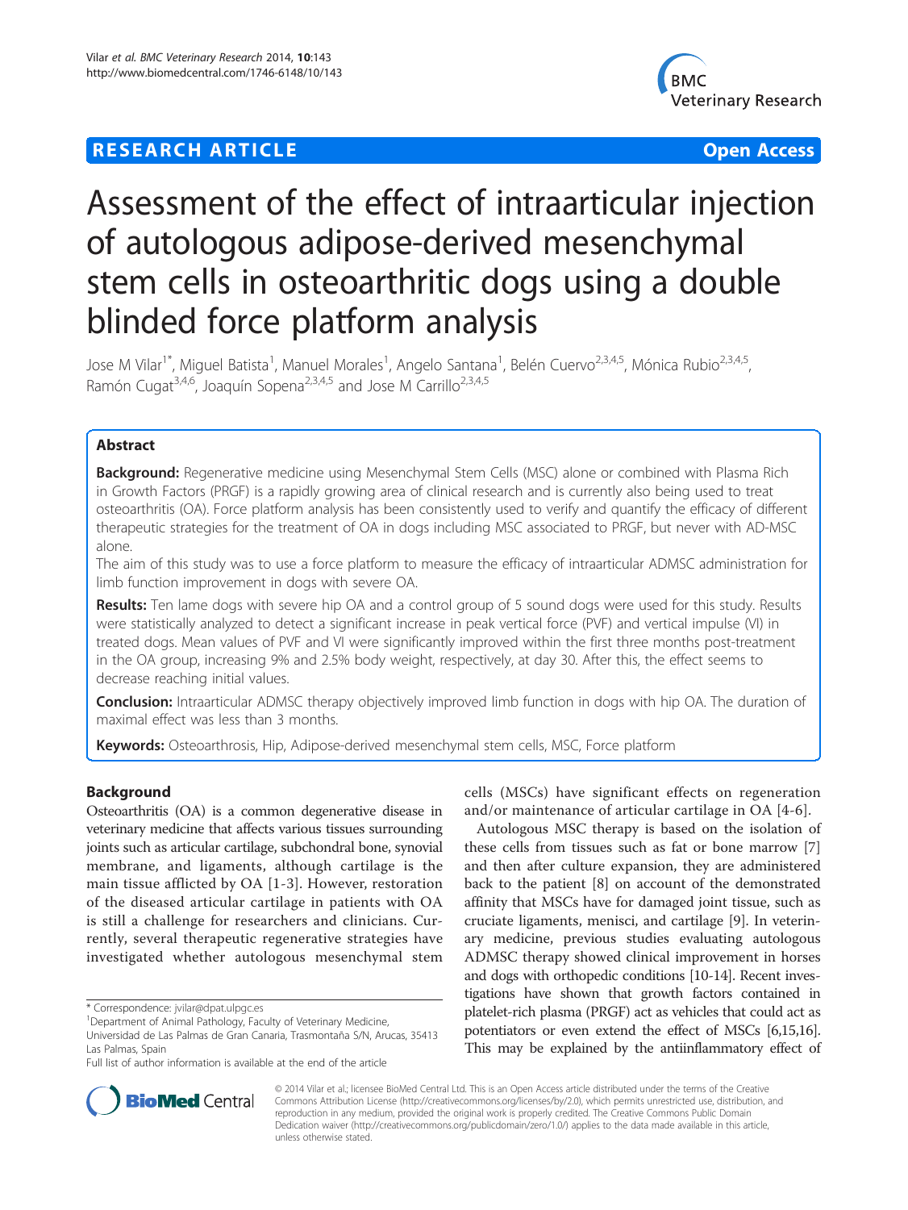**RESEARCH ARTICLE** **Open Access**

# Assessment of the effect of intraarticular injection of autologous adipose-derived mesenchymal stem cells in osteoarthritic dogs using a double blinded force platform analysis

Jose M Vilar[1*], Miguel Batista[1], Manuel Morales[1], Angelo Santana[1], Belén Cuervo[2,3,4,5], Mónica Rubio[2,3,4,5], Ramón Cugat[3,4,6], Joaquín Sopena[2,3,4,5] and Jose M Carrillo[2,3,4,5]

## Abstract

**Background:** Regenerative medicine using Mesenchymal Stem Cells (MSC) alone or combined with Plasma Rich in Growth Factors (PRGF) is a rapidly growing area of clinical research and is currently also being used to treat osteoarthritis (OA). Force platform analysis has been consistently used to verify and quantify the efficacy of different therapeutic strategies for the treatment of OA in dogs including MSC associated to PRGF, but never with AD-MSC alone.

The aim of this study was to use a force platform to measure the efficacy of intraarticular ADMSC administration for limb function improvement in dogs with severe OA.

**Results:** Ten lame dogs with severe hip OA and a control group of 5 sound dogs were used for this study. Results were statistically analyzed to detect a significant increase in peak vertical force (PVF) and vertical impulse (VI) in treated dogs. Mean values of PVF and VI were significantly improved within the first three months post-treatment in the OA group, increasing 9% and 2.5% body weight, respectively, at day 30. After this, the effect seems to decrease reaching initial values.

**Conclusion:** Intraarticular ADMSC therapy objectively improved limb function in dogs with hip OA. The duration of maximal effect was less than 3 months.

**Keywords:** Osteoarthrosis, Hip, Adipose-derived mesenchymal stem cells, MSC, Force platform

## Background

Osteoarthritis (OA) is a common degenerative disease in veterinary medicine that affects various tissues surrounding joints such as articular cartilage, subchondral bone, synovial membrane, and ligaments, although cartilage is the main tissue afflicted by OA [1-3]. However, restoration of the diseased articular cartilage in patients with OA is still a challenge for researchers and clinicians. Currently, several therapeutic regenerative strategies have investigated whether autologous mesenchymal stem cells (MSCs) have significant effects on regeneration and/or maintenance of articular cartilage in OA [4-6].

Autologous MSC therapy is based on the isolation of these cells from tissues such as fat or bone marrow [7] and then after culture expansion, they are administered back to the patient [8] on account of the demonstrated affinity that MSCs have for damaged joint tissue, such as cruciate ligaments, menisci, and cartilage [9]. In veterinary medicine, previous studies evaluating autologous ADMSC therapy showed clinical improvement in horses and dogs with orthopedic conditions [10-14]. Recent investigations have shown that growth factors contained in platelet-rich plasma (PRGF) act as vehicles that could act as potentiators or even extend the effect of MSCs [6,15,16]. This may be explained by the antiinflammatory effect of

* Correspondence: jvilar@dpat.ulpgc.es
[1]Department of Animal Pathology, Faculty of Veterinary Medicine, Universidad de Las Palmas de Gran Canaria, Trasmontaña S/N, Arucas, 35413 Las Palmas, Spain
Full list of author information is available at the end of the article

© 2014 Vilar et al.; licensee BioMed Central Ltd. This is an Open Access article distributed under the terms of the Creative Commons Attribution License (http://creativecommons.org/licenses/by/2.0), which permits unrestricted use, distribution, and reproduction in any medium, provided the original work is properly credited. The Creative Commons Public Domain Dedication waiver (http://creativecommons.org/publicdomain/zero/1.0/) applies to the data made available in this article, unless otherwise stated.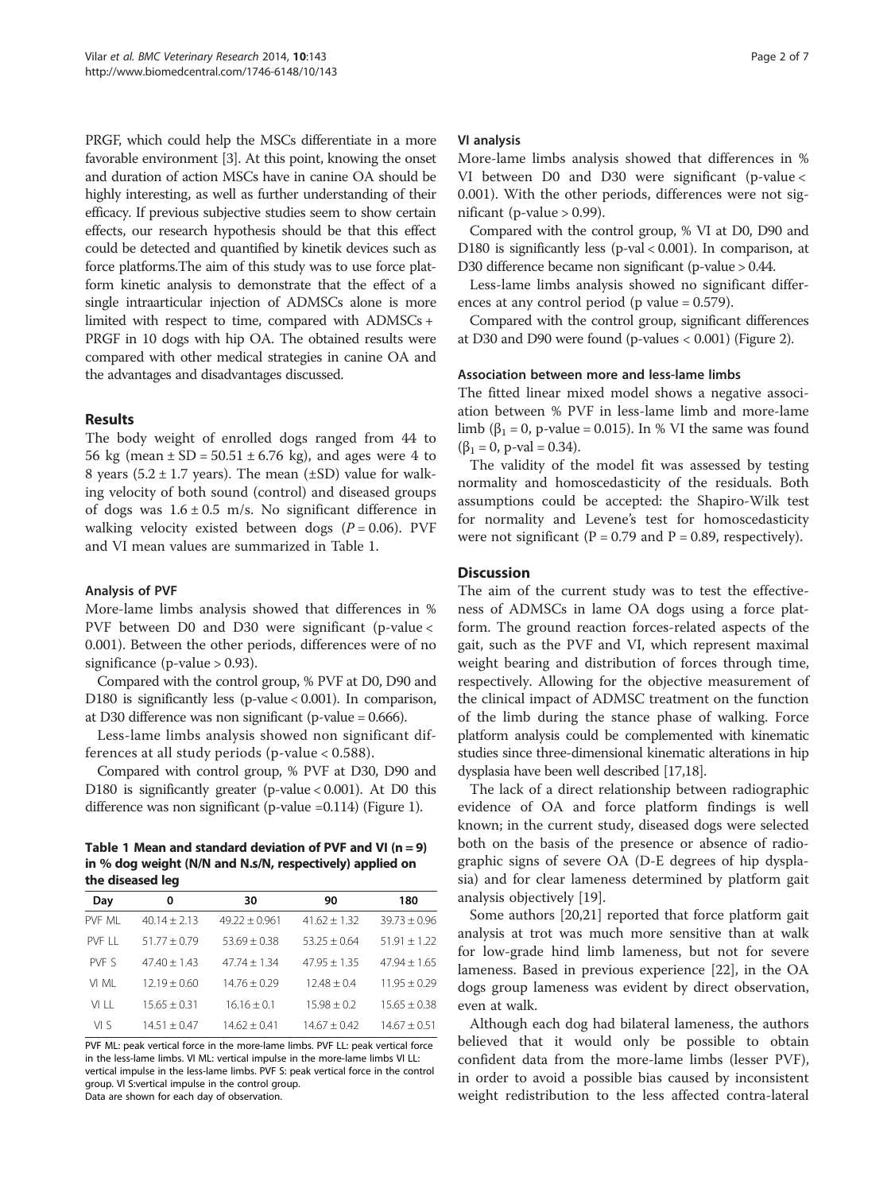PRGF, which could help the MSCs differentiate in a more favorable environment [3]. At this point, knowing the onset and duration of action MSCs have in canine OA should be highly interesting, as well as further understanding of their efficacy. If previous subjective studies seem to show certain effects, our research hypothesis should be that this effect could be detected and quantified by kinetik devices such as force platforms.The aim of this study was to use force platform kinetic analysis to demonstrate that the effect of a single intraarticular injection of ADMSCs alone is more limited with respect to time, compared with ADMSCs + PRGF in 10 dogs with hip OA. The obtained results were compared with other medical strategies in canine OA and the advantages and disadvantages discussed.

## Results

The body weight of enrolled dogs ranged from 44 to 56 kg (mean ± SD = 50.51 ± 6.76 kg), and ages were 4 to 8 years (5.2 ± 1.7 years). The mean (±SD) value for walking velocity of both sound (control) and diseased groups of dogs was 1.6 ± 0.5 m/s. No significant difference in walking velocity existed between dogs ($P = 0.06$). PVF and VI mean values are summarized in Table 1.

### Analysis of PVF

More-lame limbs analysis showed that differences in % PVF between D0 and D30 were significant (p-value < 0.001). Between the other periods, differences were of no significance (p-value > 0.93).

Compared with the control group, % PVF at D0, D90 and D180 is significantly less (p-value < 0.001). In comparison, at D30 difference was non significant (p-value = 0.666).

Less-lame limbs analysis showed non significant differences at all study periods (p-value < 0.588).

Compared with control group, % PVF at D30, D90 and D180 is significantly greater (p-value < 0.001). At D0 this difference was non significant (p-value =0.114) (Figure 1).

**Table 1 Mean and standard deviation of PVF and VI (n = 9) in % dog weight (N/N and N.s/N, respectively) applied on the diseased leg**

| Day | 0 | 30 | 90 | 180 |
|---|---|---|---|---|
| PVF ML | 40.14 ± 2.13 | 49.22 ± 0.961 | 41.62 ± 1.32 | 39.73 ± 0.96 |
| PVF LL | 51.77 ± 0.79 | 53.69 ± 0.38 | 53.25 ± 0.64 | 51.91 ± 1.22 |
| PVF S | 47.40 ± 1.43 | 47.74 ± 1.34 | 47.95 ± 1.35 | 47.94 ± 1.65 |
| VI ML | 12.19 ± 0.60 | 14.76 ± 0.29 | 12.48 ± 0.4 | 11.95 ± 0.29 |
| VI LL | 15.65 ± 0.31 | 16.16 ± 0.1 | 15.98 ± 0.2 | 15.65 ± 0.38 |
| VI S | 14.51 ± 0.47 | 14.62 ± 0.41 | 14.67 ± 0.42 | 14.67 ± 0.51 |

PVF ML: peak vertical force in the more-lame limbs. PVF LL: peak vertical force in the less-lame limbs. VI ML: vertical impulse in the more-lame limbs VI LL: vertical impulse in the less-lame limbs. PVF S: peak vertical force in the control group. VI S:vertical impulse in the control group.
Data are shown for each day of observation.

### VI analysis

More-lame limbs analysis showed that differences in % VI between D0 and D30 were significant (p-value < 0.001). With the other periods, differences were not significant (p-value > 0.99).

Compared with the control group, % VI at D0, D90 and D180 is significantly less (p-val < 0.001). In comparison, at D30 difference became non significant (p-value > 0.44.

Less-lame limbs analysis showed no significant differences at any control period (p value = 0.579).

Compared with the control group, significant differences at D30 and D90 were found (p-values < 0.001) (Figure 2).

### Association between more and less-lame limbs

The fitted linear mixed model shows a negative association between % PVF in less-lame limb and more-lame limb ($\beta_1 = 0$, p-value = 0.015). In % VI the same was found ($\beta_1 = 0$, p-val = 0.34).

The validity of the model fit was assessed by testing normality and homoscedasticity of the residuals. Both assumptions could be accepted: the Shapiro-Wilk test for normality and Levene's test for homoscedasticity were not significant ($P = 0.79$ and $P = 0.89$, respectively).

## Discussion

The aim of the current study was to test the effectiveness of ADMSCs in lame OA dogs using a force platform. The ground reaction forces-related aspects of the gait, such as the PVF and VI, which represent maximal weight bearing and distribution of forces through time, respectively. Allowing for the objective measurement of the clinical impact of ADMSC treatment on the function of the limb during the stance phase of walking. Force platform analysis could be complemented with kinematic studies since three-dimensional kinematic alterations in hip dysplasia have been well described [17,18].

The lack of a direct relationship between radiographic evidence of OA and force platform findings is well known; in the current study, diseased dogs were selected both on the basis of the presence or absence of radiographic signs of severe OA (D-E degrees of hip dysplasia) and for clear lameness determined by platform gait analysis objectively [19].

Some authors [20,21] reported that force platform gait analysis at trot was much more sensitive than at walk for low-grade hind limb lameness, but not for severe lameness. Based in previous experience [22], in the OA dogs group lameness was evident by direct observation, even at walk.

Although each dog had bilateral lameness, the authors believed that it would only be possible to obtain confident data from the more-lame limbs (lesser PVF), in order to avoid a possible bias caused by inconsistent weight redistribution to the less affected contra-lateral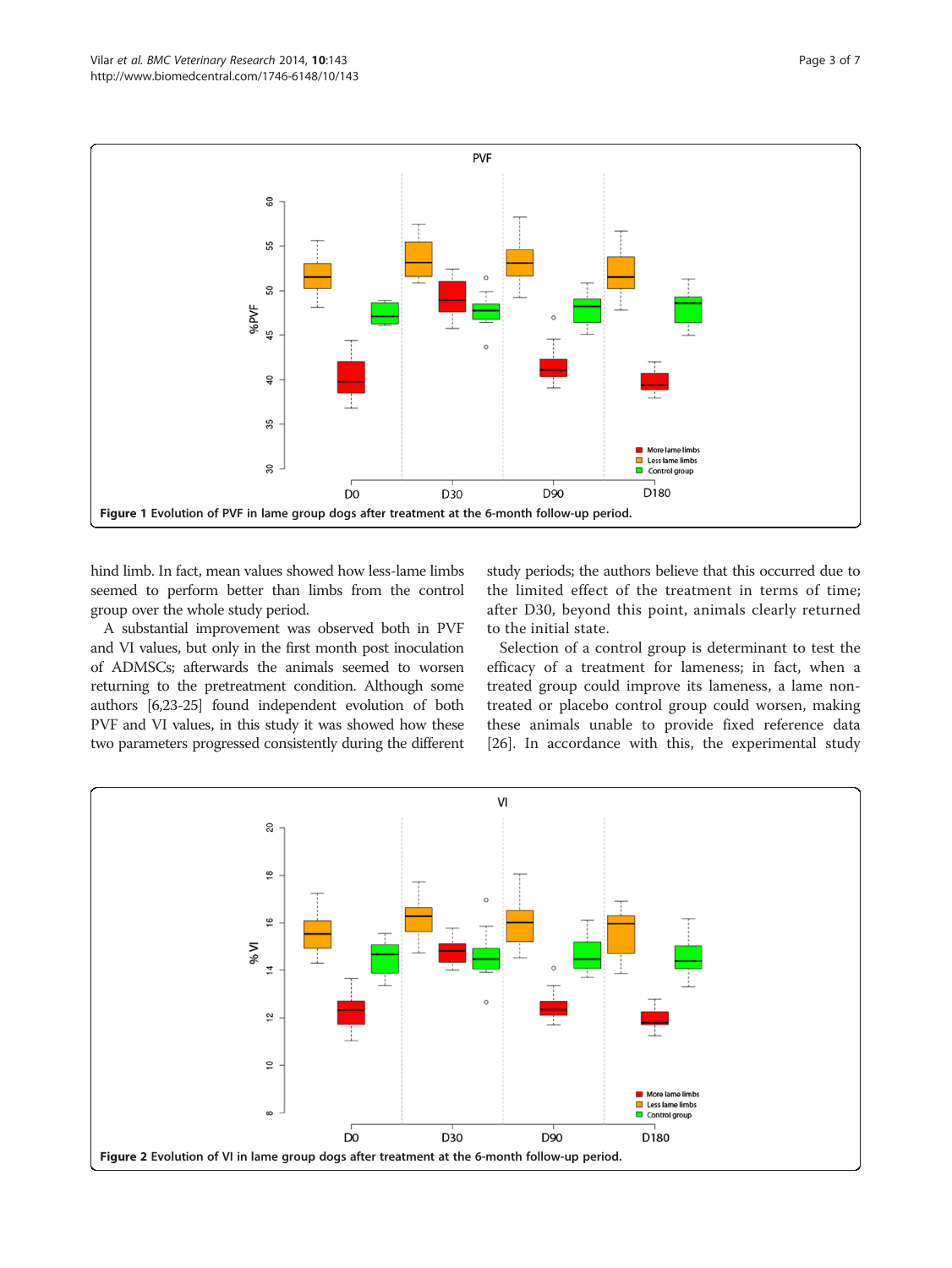**Figure 1 Evolution of PVF in lame group dogs after treatment at the 6-month follow-up period.**

hind limb. In fact, mean values showed how less-lame limbs seemed to perform better than limbs from the control group over the whole study period.

A substantial improvement was observed both in PVF and VI values, but only in the first month post inoculation of ADMSCs; afterwards the animals seemed to worsen returning to the pretreatment condition. Although some authors [6,23-25] found independent evolution of both PVF and VI values, in this study it was showed how these two parameters progressed consistently during the different study periods; the authors believe that this occurred due to the limited effect of the treatment in terms of time; after D30, beyond this point, animals clearly returned to the initial state.

Selection of a control group is determinant to test the efficacy of a treatment for lameness; in fact, when a treated group could improve its lameness, a lame non-treated or placebo control group could worsen, making these animals unable to provide fixed reference data [26]. In accordance with this, the experimental study

**Figure 2 Evolution of VI in lame group dogs after treatment at the 6-month follow-up period.**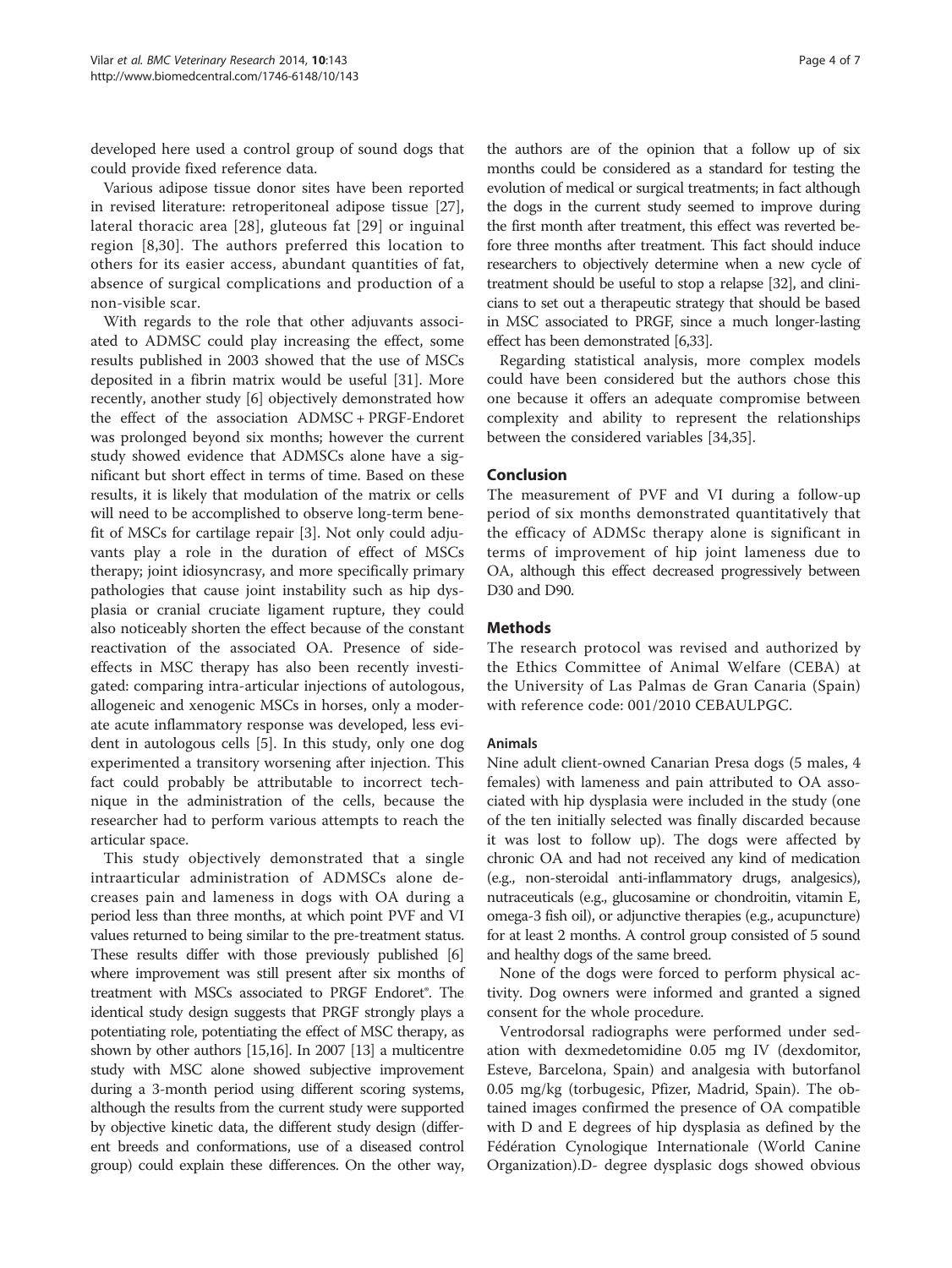developed here used a control group of sound dogs that could provide fixed reference data.

Various adipose tissue donor sites have been reported in revised literature: retroperitoneal adipose tissue [27], lateral thoracic area [28], gluteous fat [29] or inguinal region [8,30]. The authors preferred this location to others for its easier access, abundant quantities of fat, absence of surgical complications and production of a non-visible scar.

With regards to the role that other adjuvants associated to ADMSC could play increasing the effect, some results published in 2003 showed that the use of MSCs deposited in a fibrin matrix would be useful [31]. More recently, another study [6] objectively demonstrated how the effect of the association ADMSC + PRGF-Endoret was prolonged beyond six months; however the current study showed evidence that ADMSCs alone have a significant but short effect in terms of time. Based on these results, it is likely that modulation of the matrix or cells will need to be accomplished to observe long-term benefit of MSCs for cartilage repair [3]. Not only could adjuvants play a role in the duration of effect of MSCs therapy; joint idiosyncrasy, and more specifically primary pathologies that cause joint instability such as hip dysplasia or cranial cruciate ligament rupture, they could also noticeably shorten the effect because of the constant reactivation of the associated OA. Presence of side-effects in MSC therapy has also been recently investigated: comparing intra-articular injections of autologous, allogeneic and xenogenic MSCs in horses, only a moderate acute inflammatory response was developed, less evident in autologous cells [5]. In this study, only one dog experimented a transitory worsening after injection. This fact could probably be attributable to incorrect technique in the administration of the cells, because the researcher had to perform various attempts to reach the articular space.

This study objectively demonstrated that a single intraarticular administration of ADMSCs alone decreases pain and lameness in dogs with OA during a period less than three months, at which point PVF and VI values returned to being similar to the pre-treatment status. These results differ with those previously published [6] where improvement was still present after six months of treatment with MSCs associated to PRGF Endoret®. The identical study design suggests that PRGF strongly plays a potentiating role, potentiating the effect of MSC therapy, as shown by other authors [15,16]. In 2007 [13] a multicentre study with MSC alone showed subjective improvement during a 3-month period using different scoring systems, although the results from the current study were supported by objective kinetic data, the different study design (different breeds and conformations, use of a diseased control group) could explain these differences. On the other way, the authors are of the opinion that a follow up of six months could be considered as a standard for testing the evolution of medical or surgical treatments; in fact although the dogs in the current study seemed to improve during the first month after treatment, this effect was reverted before three months after treatment. This fact should induce researchers to objectively determine when a new cycle of treatment should be useful to stop a relapse [32], and clinicians to set out a therapeutic strategy that should be based in MSC associated to PRGF, since a much longer-lasting effect has been demonstrated [6,33].

Regarding statistical analysis, more complex models could have been considered but the authors chose this one because it offers an adequate compromise between complexity and ability to represent the relationships between the considered variables [34,35].

## Conclusion

The measurement of PVF and VI during a follow-up period of six months demonstrated quantitatively that the efficacy of ADMSc therapy alone is significant in terms of improvement of hip joint lameness due to OA, although this effect decreased progressively between D30 and D90.

## Methods

The research protocol was revised and authorized by the Ethics Committee of Animal Welfare (CEBA) at the University of Las Palmas de Gran Canaria (Spain) with reference code: 001/2010 CEBAULPGC.

### Animals

Nine adult client-owned Canarian Presa dogs (5 males, 4 females) with lameness and pain attributed to OA associated with hip dysplasia were included in the study (one of the ten initially selected was finally discarded because it was lost to follow up). The dogs were affected by chronic OA and had not received any kind of medication (e.g., non-steroidal anti-inflammatory drugs, analgesics), nutraceuticals (e.g., glucosamine or chondroitin, vitamin E, omega-3 fish oil), or adjunctive therapies (e.g., acupuncture) for at least 2 months. A control group consisted of 5 sound and healthy dogs of the same breed.

None of the dogs were forced to perform physical activity. Dog owners were informed and granted a signed consent for the whole procedure.

Ventrodorsal radiographs were performed under sedation with dexmedetomidine 0.05 mg IV (dexdomitor, Esteve, Barcelona, Spain) and analgesia with butorfanol 0.05 mg/kg (torbugesic, Pfizer, Madrid, Spain). The obtained images confirmed the presence of OA compatible with D and E degrees of hip dysplasia as defined by the Fédération Cynologique Internationale (World Canine Organization).D- degree dysplasic dogs showed obvious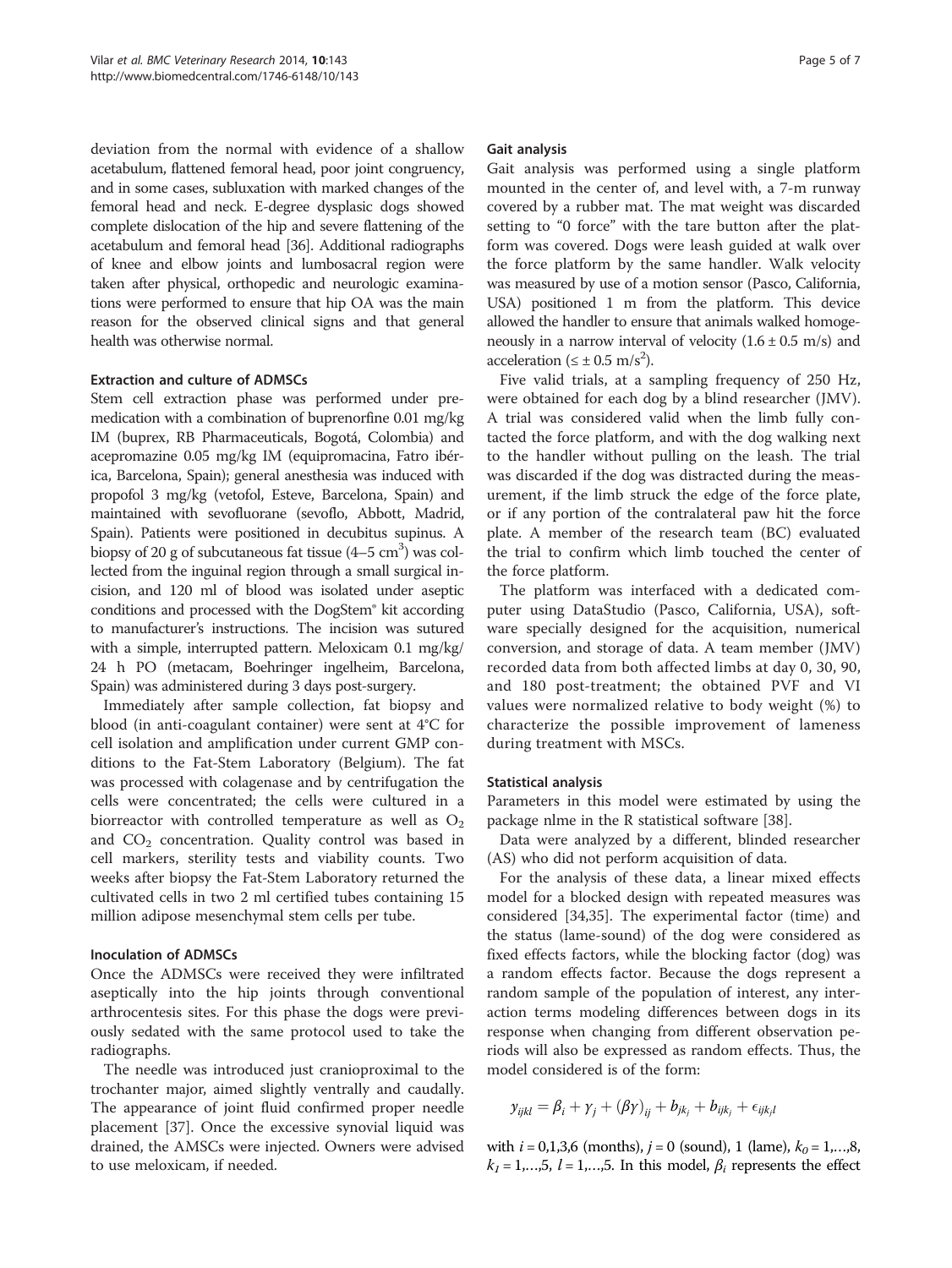deviation from the normal with evidence of a shallow acetabulum, flattened femoral head, poor joint congruency, and in some cases, subluxation with marked changes of the femoral head and neck. E-degree dysplasic dogs showed complete dislocation of the hip and severe flattening of the acetabulum and femoral head [36]. Additional radiographs of knee and elbow joints and lumbosacral region were taken after physical, orthopedic and neurologic examinations were performed to ensure that hip OA was the main reason for the observed clinical signs and that general health was otherwise normal.

### Extraction and culture of ADMSCs

Stem cell extraction phase was performed under premedication with a combination of buprenorfine 0.01 mg/kg IM (buprex, RB Pharmaceuticals, Bogotá, Colombia) and acepromazine 0.05 mg/kg IM (equipromacina, Fatro ibérica, Barcelona, Spain); general anesthesia was induced with propofol 3 mg/kg (vetofol, Esteve, Barcelona, Spain) and maintained with sevofluorane (sevoflo, Abbott, Madrid, Spain). Patients were positioned in decubitus supinus. A biopsy of 20 g of subcutaneous fat tissue (4–5 $cm^3$) was collected from the inguinal region through a small surgical incision, and 120 ml of blood was isolated under aseptic conditions and processed with the DogStem® kit according to manufacturer's instructions. The incision was sutured with a simple, interrupted pattern. Meloxicam 0.1 mg/kg/24 h PO (metacam, Boehringer ingelheim, Barcelona, Spain) was administered during 3 days post-surgery.

Immediately after sample collection, fat biopsy and blood (in anti-coagulant container) were sent at 4°C for cell isolation and amplification under current GMP conditions to the Fat-Stem Laboratory (Belgium). The fat was processed with colagenase and by centrifugation the cells were concentrated; the cells were cultured in a biorreactor with controlled temperature as well as $O_2$ and $CO_2$ concentration. Quality control was based in cell markers, sterility tests and viability counts. Two weeks after biopsy the Fat-Stem Laboratory returned the cultivated cells in two 2 ml certified tubes containing 15 million adipose mesenchymal stem cells per tube.

### Inoculation of ADMSCs

Once the ADMSCs were received they were infiltrated aseptically into the hip joints through conventional arthrocentesis sites. For this phase the dogs were previously sedated with the same protocol used to take the radiographs.

The needle was introduced just cranioproximal to the trochanter major, aimed slightly ventrally and caudally. The appearance of joint fluid confirmed proper needle placement [37]. Once the excessive synovial liquid was drained, the AMSCs were injected. Owners were advised to use meloxicam, if needed.

### Gait analysis

Gait analysis was performed using a single platform mounted in the center of, and level with, a 7-m runway covered by a rubber mat. The mat weight was discarded setting to "0 force" with the tare button after the platform was covered. Dogs were leash guided at walk over the force platform by the same handler. Walk velocity was measured by use of a motion sensor (Pasco, California, USA) positioned 1 m from the platform. This device allowed the handler to ensure that animals walked homogeneously in a narrow interval of velocity (1.6 ± 0.5 m/s) and acceleration (≤ ± 0.5 $m/s^2$).

Five valid trials, at a sampling frequency of 250 Hz, were obtained for each dog by a blind researcher (JMV). A trial was considered valid when the limb fully contacted the force platform, and with the dog walking next to the handler without pulling on the leash. The trial was discarded if the dog was distracted during the measurement, if the limb struck the edge of the force plate, or if any portion of the contralateral paw hit the force plate. A member of the research team (BC) evaluated the trial to confirm which limb touched the center of the force platform.

The platform was interfaced with a dedicated computer using DataStudio (Pasco, California, USA), software specially designed for the acquisition, numerical conversion, and storage of data. A team member (JMV) recorded data from both affected limbs at day 0, 30, 90, and 180 post-treatment; the obtained PVF and VI values were normalized relative to body weight (%) to characterize the possible improvement of lameness during treatment with MSCs.

### Statistical analysis

Parameters in this model were estimated by using the package nlme in the R statistical software [38].

Data were analyzed by a different, blinded researcher (AS) who did not perform acquisition of data.

For the analysis of these data, a linear mixed effects model for a blocked design with repeated measures was considered [34,35]. The experimental factor (time) and the status (lame-sound) of the dog were considered as fixed effects factors, while the blocking factor (dog) was a random effects factor. Because the dogs represent a random sample of the population of interest, any interaction terms modeling differences between dogs in its response when changing from different observation periods will also be expressed as random effects. Thus, the model considered is of the form:

$$y_{ijkl} = \beta_i + \gamma_j + (\beta\gamma)_{ij} + b_{jk_j} + b_{ijk_j} + \epsilon_{ijk_jl}$$

with $i = 0,1,3,6$ (months), $j = 0$ (sound), 1 (lame), $k_0 = 1,\ldots,8$, $k_1 = 1,\ldots,5$, $l = 1,\ldots,5$. In this model, $\beta_i$ represents the effect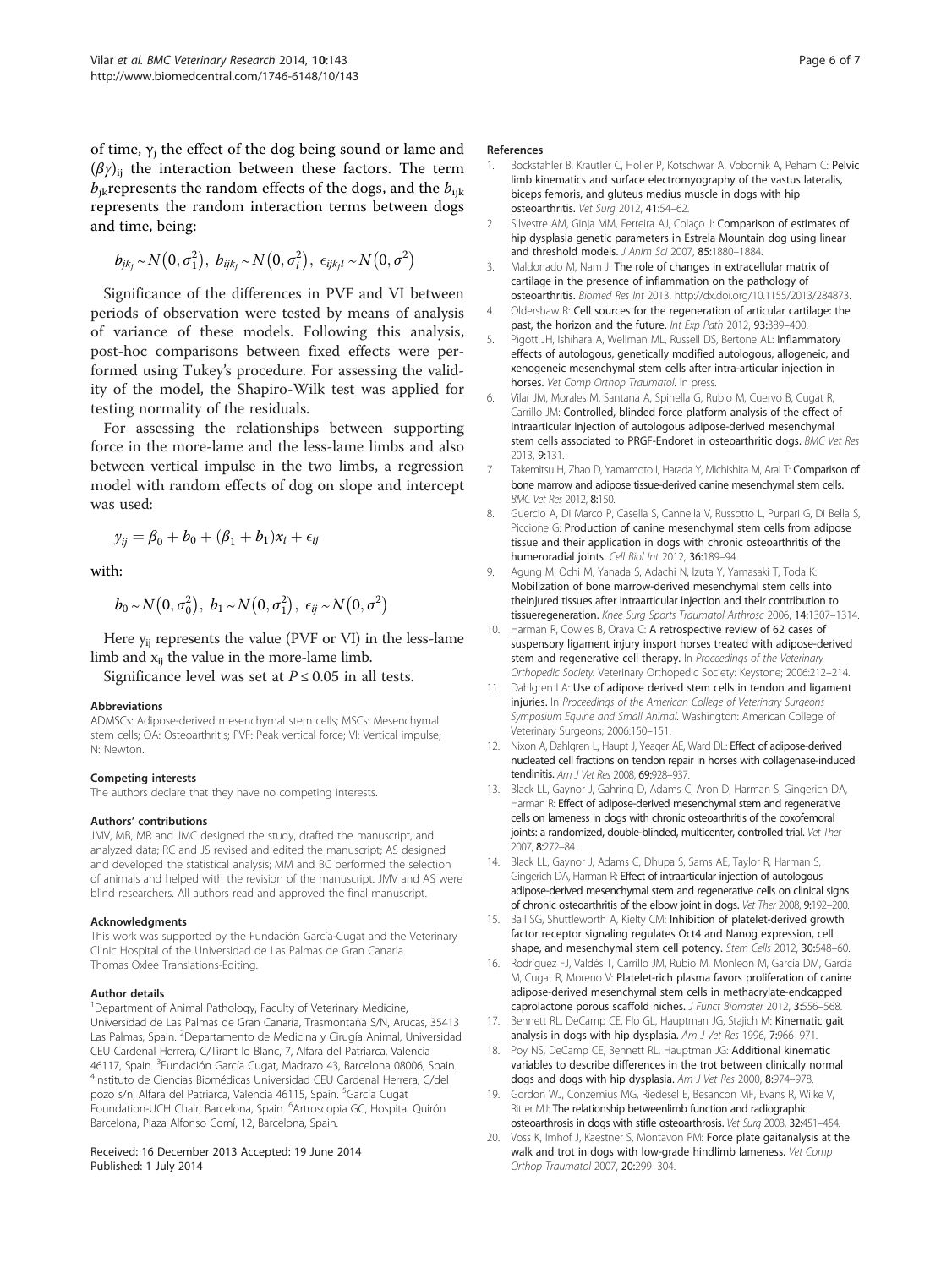of time, $\gamma_j$ the effect of the dog being sound or lame and $(\beta\gamma)_{ij}$ the interaction between these factors. The term $b_{jk}$represents the random effects of the dogs, and the $b_{ijk}$ represents the random interaction terms between dogs and time, being:

$$b_{jk_j} \sim N(0, \sigma_1^2),\ b_{ijk_j} \sim N(0, \sigma_i^2),\ \epsilon_{ijk_jl} \sim N(0, \sigma^2)$$

Significance of the differences in PVF and VI between periods of observation were tested by means of analysis of variance of these models. Following this analysis, post-hoc comparisons between fixed effects were performed using Tukey's procedure. For assessing the validity of the model, the Shapiro-Wilk test was applied for testing normality of the residuals.

For assessing the relationships between supporting force in the more-lame and the less-lame limbs and also between vertical impulse in the two limbs, a regression model with random effects of dog on slope and intercept was used:

$$y_{ij} = \beta_0 + b_0 + (\beta_1 + b_1)x_i + \epsilon_{ij}$$

with:

$$b_0 \sim N(0, \sigma_0^2),\ b_1 \sim N(0, \sigma_1^2),\ \epsilon_{ij} \sim N(0, \sigma^2)$$

Here $y_{ij}$ represents the value (PVF or VI) in the less-lame limb and $x_{ij}$ the value in the more-lame limb.

Significance level was set at $P \leq 0.05$ in all tests.

### Abbreviations

ADMSCs: Adipose-derived mesenchymal stem cells; MSCs: Mesenchymal stem cells; OA: Osteoarthritis; PVF: Peak vertical force; VI: Vertical impulse; N: Newton.

### Competing interests

The authors declare that they have no competing interests.

### Authors' contributions

JMV, MB, MR and JMC designed the study, drafted the manuscript, and analyzed data; RC and JS revised and edited the manuscript; AS designed and developed the statistical analysis; MM and BC performed the selection of animals and helped with the revision of the manuscript. JMV and AS were blind researchers. All authors read and approved the final manuscript.

### Acknowledgments

This work was supported by the Fundación García-Cugat and the Veterinary Clinic Hospital of the Universidad de Las Palmas de Gran Canaria. Thomas Oxlee Translations-Editing.

### Author details

[1]Department of Animal Pathology, Faculty of Veterinary Medicine, Universidad de Las Palmas de Gran Canaria, Trasmontaña S/N, Arucas, 35413 Las Palmas, Spain. [2]Departamento de Medicina y Cirugía Animal, Universidad CEU Cardenal Herrera, C/Tirant lo Blanc, 7, Alfara del Patriarca, Valencia 46117, Spain. [3]Fundación García Cugat, Madrazo 43, Barcelona 08006, Spain. [4]Instituto de Ciencias Biomédicas Universidad CEU Cardenal Herrera, C/del pozo s/n, Alfara del Patriarca, Valencia 46115, Spain. [5]Garcia Cugat Foundation-UCH Chair, Barcelona, Spain. [6]Artroscopia GC, Hospital Quirón Barcelona, Plaza Alfonso Comí, 12, Barcelona, Spain.

Received: 16 December 2013 Accepted: 19 June 2014
Published: 1 July 2014

### References

1. Bockstahler B, Krautler C, Holler P, Kotschwar A, Vobornik A, Peham C: **Pelvic limb kinematics and surface electromyography of the vastus lateralis, biceps femoris, and gluteus medius muscle in dogs with hip osteoarthritis.** *Vet Surg* 2012, **41:**54–62.
2. Silvestre AM, Ginja MM, Ferreira AJ, Colaço J: **Comparison of estimates of hip dysplasia genetic parameters in Estrela Mountain dog using linear and threshold models.** *J Anim Sci* 2007, **85:**1880–1884.
3. Maldonado M, Nam J: **The role of changes in extracellular matrix of cartilage in the presence of inflammation on the pathology of osteoarthritis.** *Biomed Res Int* 2013. http://dx.doi.org/10.1155/2013/284873.
4. Oldershaw R: **Cell sources for the regeneration of articular cartilage: the past, the horizon and the future.** *Int Exp Path* 2012, **93:**389–400.
5. Pigott JH, Ishihara A, Wellman ML, Russell DS, Bertone AL: **Inflammatory effects of autologous, genetically modified autologous, allogeneic, and xenogeneic mesenchymal stem cells after intra-articular injection in horses.** *Vet Comp Orthop Traumatol.* In press.
6. Vilar JM, Morales M, Santana A, Spinella G, Rubio M, Cuervo B, Cugat R, Carrillo JM: **Controlled, blinded force platform analysis of the effect of intraarticular injection of autologous adipose-derived mesenchymal stem cells associated to PRGF-Endoret in osteoarthritic dogs.** *BMC Vet Res* 2013, **9:**131.
7. Takemitsu H, Zhao D, Yamamoto I, Harada Y, Michishita M, Arai T: **Comparison of bone marrow and adipose tissue-derived canine mesenchymal stem cells.** *BMC Vet Res* 2012, **8:**150.
8. Guercio A, Di Marco P, Casella S, Cannella V, Russotto L, Purpari G, Di Bella S, Piccione G: **Production of canine mesenchymal stem cells from adipose tissue and their application in dogs with chronic osteoarthritis of the humeroradial joints.** *Cell Biol Int* 2012, **36:**189–94.
9. Agung M, Ochi M, Yanada S, Adachi N, Izuta Y, Yamasaki T, Toda K: **Mobilization of bone marrow-derived mesenchymal stem cells into theinjured tissues after intraarticular injection and their contribution to tissueregeneration.** *Knee Surg Sports Traumatol Arthrosc* 2006, **14:**1307–1314.
10. Harman R, Cowles B, Orava C: **A retrospective review of 62 cases of suspensory ligament injury insport horses treated with adipose-derived stem and regenerative cell therapy.** In *Proceedings of the Veterinary Orthopedic Society.* Veterinary Orthopedic Society: Keystone; 2006:212–214.
11. Dahlgren LA: **Use of adipose derived stem cells in tendon and ligament injuries.** In *Proceedings of the American College of Veterinary Surgeons Symposium Equine and Small Animal.* Washington: American College of Veterinary Surgeons; 2006:150–151.
12. Nixon A, Dahlgren L, Haupt J, Yeager AE, Ward DL: **Effect of adipose-derived nucleated cell fractions on tendon repair in horses with collagenase-induced tendinitis.** *Am J Vet Res* 2008, **69:**928–937.
13. Black LL, Gaynor J, Gahring D, Adams C, Aron D, Harman S, Gingerich DA, Harman R: **Effect of adipose-derived mesenchymal stem and regenerative cells on lameness in dogs with chronic osteoarthritis of the coxofemoral joints: a randomized, double-blinded, multicenter, controlled trial.** *Vet Ther* 2007, **8:**272–84.
14. Black LL, Gaynor J, Adams C, Dhupa S, Sams AE, Taylor R, Harman S, Gingerich DA, Harman R: **Effect of intraarticular injection of autologous adipose-derived mesenchymal stem and regenerative cells on clinical signs of chronic osteoarthritis of the elbow joint in dogs.** *Vet Ther* 2008, **9:**192–200.
15. Ball SG, Shuttleworth A, Kielty CM: **Inhibition of platelet-derived growth factor receptor signaling regulates Oct4 and Nanog expression, cell shape, and mesenchymal stem cell potency.** *Stem Cells* 2012, **30:**548–60.
16. Rodríguez FJ, Valdés T, Carrillo JM, Rubio M, Monleon M, García DM, García M, Cugat R, Moreno V: **Platelet-rich plasma favors proliferation of canine adipose-derived mesenchymal stem cells in methacrylate-endcapped caprolactone porous scaffold niches.** *J Funct Biomater* 2012, **3:**556–568.
17. Bennett RL, DeCamp CE, Flo GL, Hauptman JG, Stajich M: **Kinematic gait analysis in dogs with hip dysplasia.** *Am J Vet Res* 1996, **7:**966–971.
18. Poy NS, DeCamp CE, Bennett RL, Hauptman JG: **Additional kinematic variables to describe differences in the trot between clinically normal dogs and dogs with hip dysplasia.** *Am J Vet Res* 2000, **8:**974–978.
19. Gordon WJ, Conzemius MG, Riedesel E, Besancon MF, Evans R, Wilke V, Ritter MJ: **The relationship betweenlimb function and radiographic osteoarthrosis in dogs with stifle osteoarthrosis.** *Vet Surg* 2003, **32:**451–454.
20. Voss K, Imhof J, Kaestner S, Montavon PM: **Force plate gaitanalysis at the walk and trot in dogs with low-grade hindlimb lameness.** *Vet Comp Orthop Traumatol* 2007, **20:**299–304.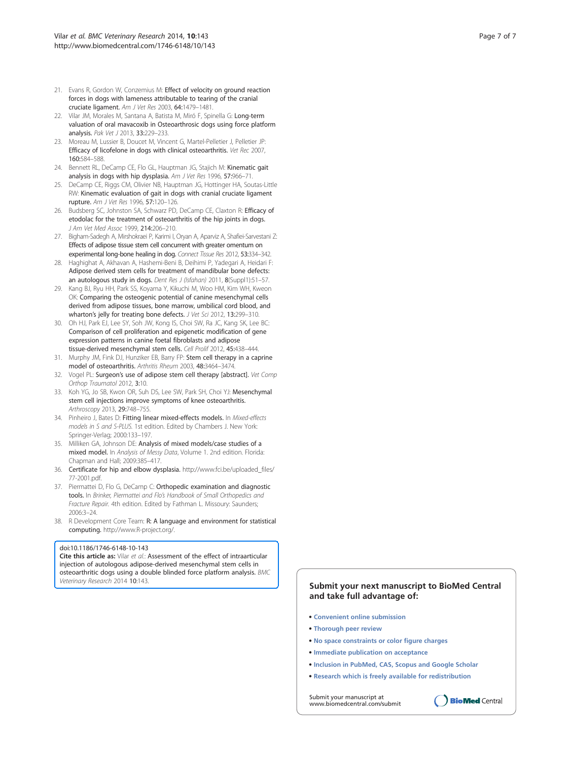21. Evans R, Gordon W, Conzemius M: Effect of velocity on ground reaction forces in dogs with lameness attributable to tearing of the cranial cruciate ligament. *Am J Vet Res* 2003, **64**:1479–1481.
22. Vilar JM, Morales M, Santana A, Batista M, Miró F, Spinella G: Long-term valuation of oral mavacoxib in Osteoarthrosic dogs using force platform analysis. *Pak Vet J* 2013, **33**:229–233.
23. Moreau M, Lussier B, Doucet M, Vincent G, Martel-Pelletier J, Pelletier JP: Efficacy of licofelone in dogs with clinical osteoarthritis. *Vet Rec* 2007, **160**:584–588.
24. Bennett RL, DeCamp CE, Flo GL, Hauptman JG, Stajich M: Kinematic gait analysis in dogs with hip dysplasia. *Am J Vet Res* 1996, **57**:966–71.
25. DeCamp CE, Riggs CM, Olivier NB, Hauptman JG, Hottinger HA, Soutas-Little RW: Kinematic evaluation of gait in dogs with cranial cruciate ligament rupture. *Am J Vet Res* 1996, **57**:120–126.
26. Budsberg SC, Johnston SA, Schwarz PD, DeCamp CE, Claxton R: Efficacy of etodolac for the treatment of osteoarthritis of the hip joints in dogs. *J Am Vet Med Assoc* 1999, **214**:206–210.
27. Bigham-Sadegh A, Mirshokraei P, Karimi I, Oryan A, Aparviz A, Shafiei-Sarvestani Z: Effects of adipose tissue stem cell concurrent with greater omentum on experimental long-bone healing in dog. *Connect Tissue Res* 2012, **53**:334–342.
28. Haghighat A, Akhavan A, Hashemi-Beni B, Deihimi P, Yadegari A, Heidari F: Adipose derived stem cells for treatment of mandibular bone defects: an autologous study in dogs. *Dent Res J (Isfahan)* 2011, **8**(Suppl1):51–57.
29. Kang BJ, Ryu HH, Park SS, Koyama Y, Kikuchi M, Woo HM, Kim WH, Kweon OK: Comparing the osteogenic potential of canine mesenchymal cells derived from adipose tissues, bone marrow, umbilical cord blood, and wharton's jelly for treating bone defects. *J Vet Sci* 2012, **13**:299–310.
30. Oh HJ, Park EJ, Lee SY, Soh JW, Kong IS, Choi SW, Ra JC, Kang SK, Lee BC: Comparison of cell proliferation and epigenetic modification of gene expression patterns in canine foetal fibroblasts and adipose tissue-derived mesenchymal stem cells. *Cell Prolif* 2012, **45**:438–444.
31. Murphy JM, Fink DJ, Hunziker EB, Barry FP: Stem cell therapy in a caprine model of osteoarthritis. *Arthritis Rheum* 2003, **48**:3464–3474.
32. Vogel PL: Surgeon's use of adipose stem cell therapy [abstract]. *Vet Comp Orthop Traumatol* 2012, **3**:10.
33. Koh YG, Jo SB, Kwon OR, Suh DS, Lee SW, Park SH, Choi YJ: Mesenchymal stem cell injections improve symptoms of knee osteoarthritis. *Arthroscopy* 2013, **29**:748–755.
34. Pinheiro J, Bates D: Fitting linear mixed-effects models. In *Mixed-effects models in S and S-PLUS*. 1st edition. Edited by Chambers J. New York: Springer-Verlag; 2000:133–197.
35. Milliken GA, Johnson DE: Analysis of mixed models/case studies of a mixed model. In *Analysis of Messy Data*, Volume 1. 2nd edition. Florida: Chapman and Hall; 2009:385–417.
36. Certificate for hip and elbow dysplasia. http://www.fci.be/uploaded_files/77-2001.pdf.
37. Piermattei D, Flo G, DeCamp C: Orthopedic examination and diagnostic tools. In *Brinker, Piermattei and Flo's Handbook of Small Orthopedics and Fracture Repair*. 4th edition. Edited by Fathman L. Missoury: Saunders; 2006:3–24.
38. R Development Core Team: R: A language and environment for statistical computing. http://www.R-project.org/.

doi:10.1186/1746-6148-10-143

**Cite this article as:** Vilar *et al.*: Assessment of the effect of intraarticular injection of autologous adipose-derived mesenchymal stem cells in osteoarthritic dogs using a double blinded force platform analysis. *BMC Veterinary Research* 2014 10:143.

**Submit your next manuscript to BioMed Central and take full advantage of:**

- Convenient online submission
- Thorough peer review
- No space constraints or color figure charges
- Immediate publication on acceptance
- Inclusion in PubMed, CAS, Scopus and Google Scholar
- Research which is freely available for redistribution

Submit your manuscript at www.biomedcentral.com/submit

BioMed Central